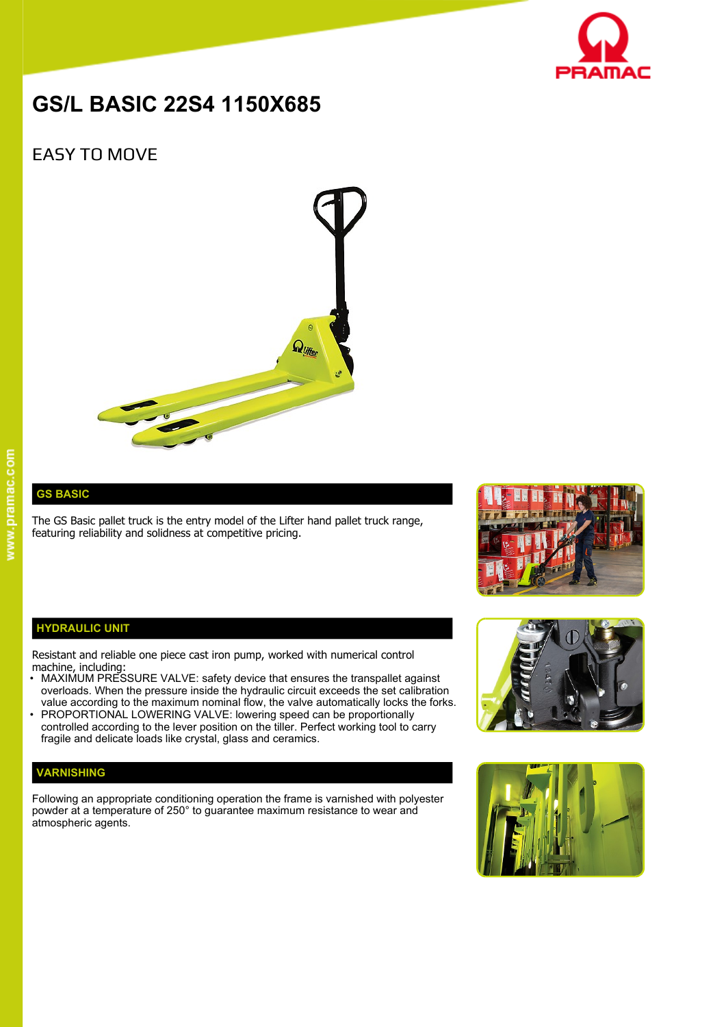# GS/L BASIC 22S4 1150X685

## EASY TO MOVE

### GS BASIC

The GS Basic pallet truck is the entry model of the Lifter hand pallet truck range, featuring reliability and solidness at competitive pricing.

### HYDRAULIC UNIT

Resistant and reliable one piece cast iron pump, worked with numerical control machine, including:

- MAXIMUM PRESSURE VALVE: safety device that ensures the transpallet against overloads. When the pressure inside the hydraulic circuit exceeds the set calibration value according to the maximum nominal flow, the valve automatically locks the forks.
- PROPORTIONAL LOWERING VALVE: lowering speed can be proportionally controlled according to the lever position on the tiller. Perfect working tool to carry fragile and delicate loads like crystal, glass and ceramics.

### VARNISHING

Following an appropriate conditioning operation the frame is varnished with polyester powder at a temperature of 250° to guarantee maximum resistance to wear and atmospheric agents.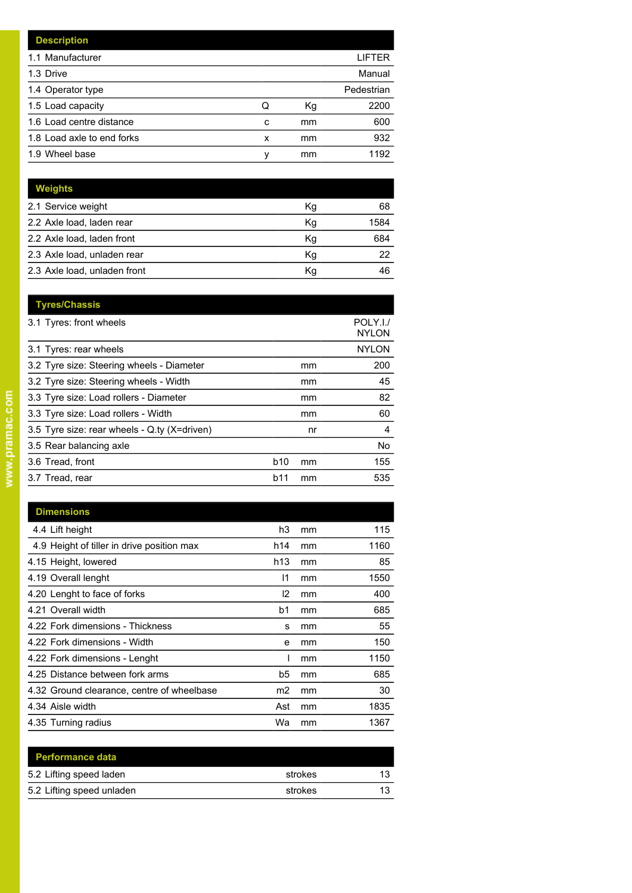| Description | | | |
|---|---|---|---|
| 1.1 Manufacturer | | | LIFTER |
| 1.3 Drive | | | Manual |
| 1.4 Operator type | | | Pedestrian |
| 1.5 Load capacity | Q | Kg | 2200 |
| 1.6 Load centre distance | c | mm | 600 |
| 1.8 Load axle to end forks | x | mm | 932 |
| 1.9 Wheel base | y | mm | 1192 |

| Weights | | |
|---|---|---|
| 2.1 Service weight | Kg | 68 |
| 2.2 Axle load, laden rear | Kg | 1584 |
| 2.2 Axle load, laden front | Kg | 684 |
| 2.3 Axle load, unladen rear | Kg | 22 |
| 2.3 Axle load, unladen front | Kg | 46 |

| Tyres/Chassis | | | |
|---|---|---|---|
| 3.1 Tyres: front wheels | | | POLY.I./ NYLON |
| 3.1 Tyres: rear wheels | | | NYLON |
| 3.2 Tyre size: Steering wheels - Diameter | | mm | 200 |
| 3.2 Tyre size: Steering wheels - Width | | mm | 45 |
| 3.3 Tyre size: Load rollers - Diameter | | mm | 82 |
| 3.3 Tyre size: Load rollers - Width | | mm | 60 |
| 3.5 Tyre size: rear wheels - Q.ty (X=driven) | | nr | 4 |
| 3.5 Rear balancing axle | | | No |
| 3.6 Tread, front | b10 | mm | 155 |
| 3.7 Tread, rear | b11 | mm | 535 |

| Dimensions | | | |
|---|---|---|---|
| 4.4 Lift height | h3 | mm | 115 |
| 4.9 Height of tiller in drive position max | h14 | mm | 1160 |
| 4.15 Height, lowered | h13 | mm | 85 |
| 4.19 Overall lenght | l1 | mm | 1550 |
| 4.20 Lenght to face of forks | l2 | mm | 400 |
| 4.21 Overall width | b1 | mm | 685 |
| 4.22 Fork dimensions - Thickness | s | mm | 55 |
| 4.22 Fork dimensions - Width | e | mm | 150 |
| 4.22 Fork dimensions - Lenght | l | mm | 1150 |
| 4.25 Distance between fork arms | b5 | mm | 685 |
| 4.32 Ground clearance, centre of wheelbase | m2 | mm | 30 |
| 4.34 Aisle width | Ast | mm | 1835 |
| 4.35 Turning radius | Wa | mm | 1367 |

| Performance data | | |
|---|---|---|
| 5.2 Lifting speed laden | strokes | 13 |
| 5.2 Lifting speed unladen | strokes | 13 |

www.pramac.com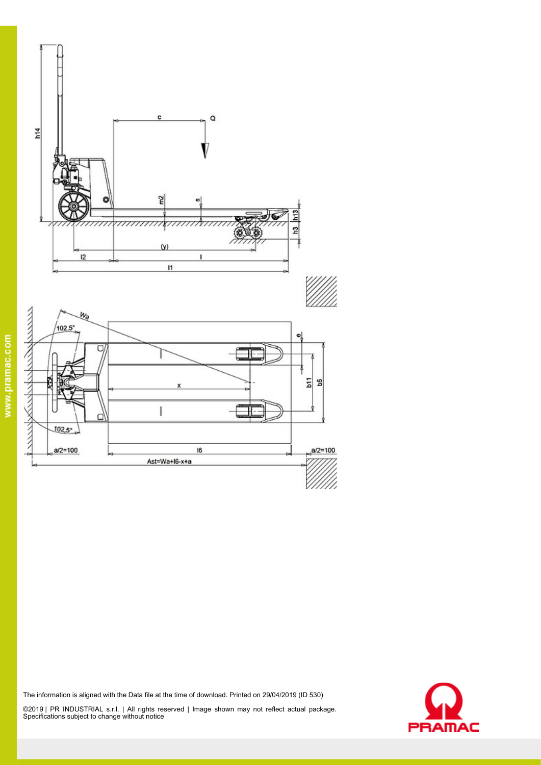h14

c

Q

m2

s

h13

h3

(y)

l2

l

l1

Wa

102,5°

e

x

b11

b5

102,5°

a/2=100

l6

a/2=100

Ast=Wa+l6-x+a

The information is aligned with the Data file at the time of download. Printed on 29/04/2019 (ID 530)

©2019 | PR INDUSTRIAL s.r.l. | All rights reserved | Image shown may not reflect actual package.
Specifications subject to change without notice